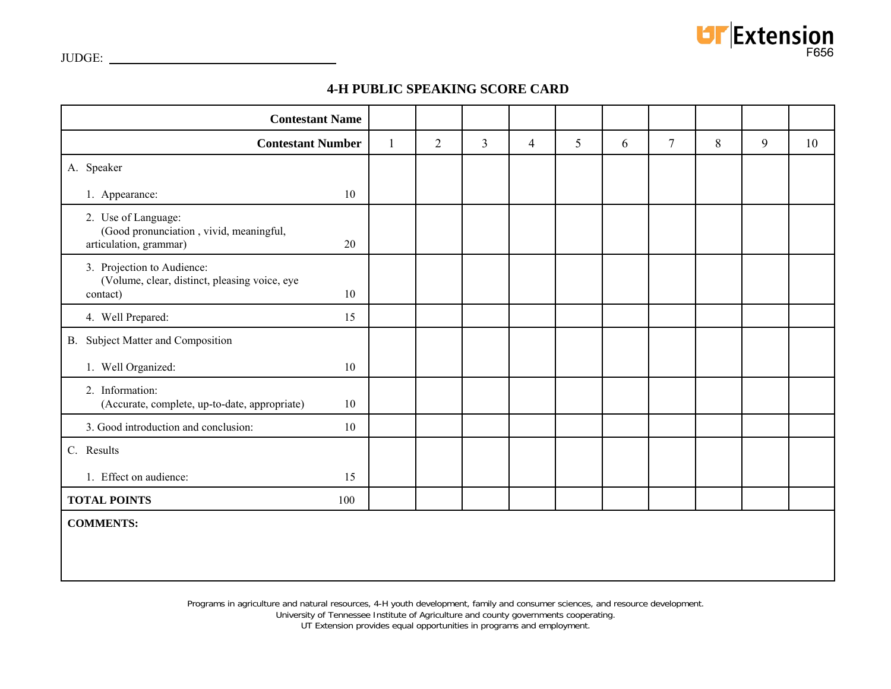JUDGE: ___________________________

UT Extension
F656

## 4-H PUBLIC SPEAKING SCORE CARD

| Contestant Name | | | | | | | | | | | |
|---|---|---|---|---|---|---|---|---|---|---|---|
| **Contestant Number** | | 1 | 2 | 3 | 4 | 5 | 6 | 7 | 8 | 9 | 10 |
| A. Speaker<br>1. Appearance: | 10 | | | | | | | | | | |
| 2. Use of Language: (Good pronunciation , vivid, meaningful, articulation, grammar) | 20 | | | | | | | | | | |
| 3. Projection to Audience: (Volume, clear, distinct, pleasing voice, eye contact) | 10 | | | | | | | | | | |
| 4. Well Prepared: | 15 | | | | | | | | | | |
| B. Subject Matter and Composition<br>1. Well Organized: | 10 | | | | | | | | | | |
| 2. Information: (Accurate, complete, up-to-date, appropriate) | 10 | | | | | | | | | | |
| 3. Good introduction and conclusion: | 10 | | | | | | | | | | |
| C. Results<br>1. Effect on audience: | 15 | | | | | | | | | | |
| **TOTAL POINTS** | 100 | | | | | | | | | | |

**COMMENTS:**

Programs in agriculture and natural resources, 4-H youth development, family and consumer sciences, and resource development.
University of Tennessee Institute of Agriculture and county governments cooperating.
UT Extension provides equal opportunities in programs and employment.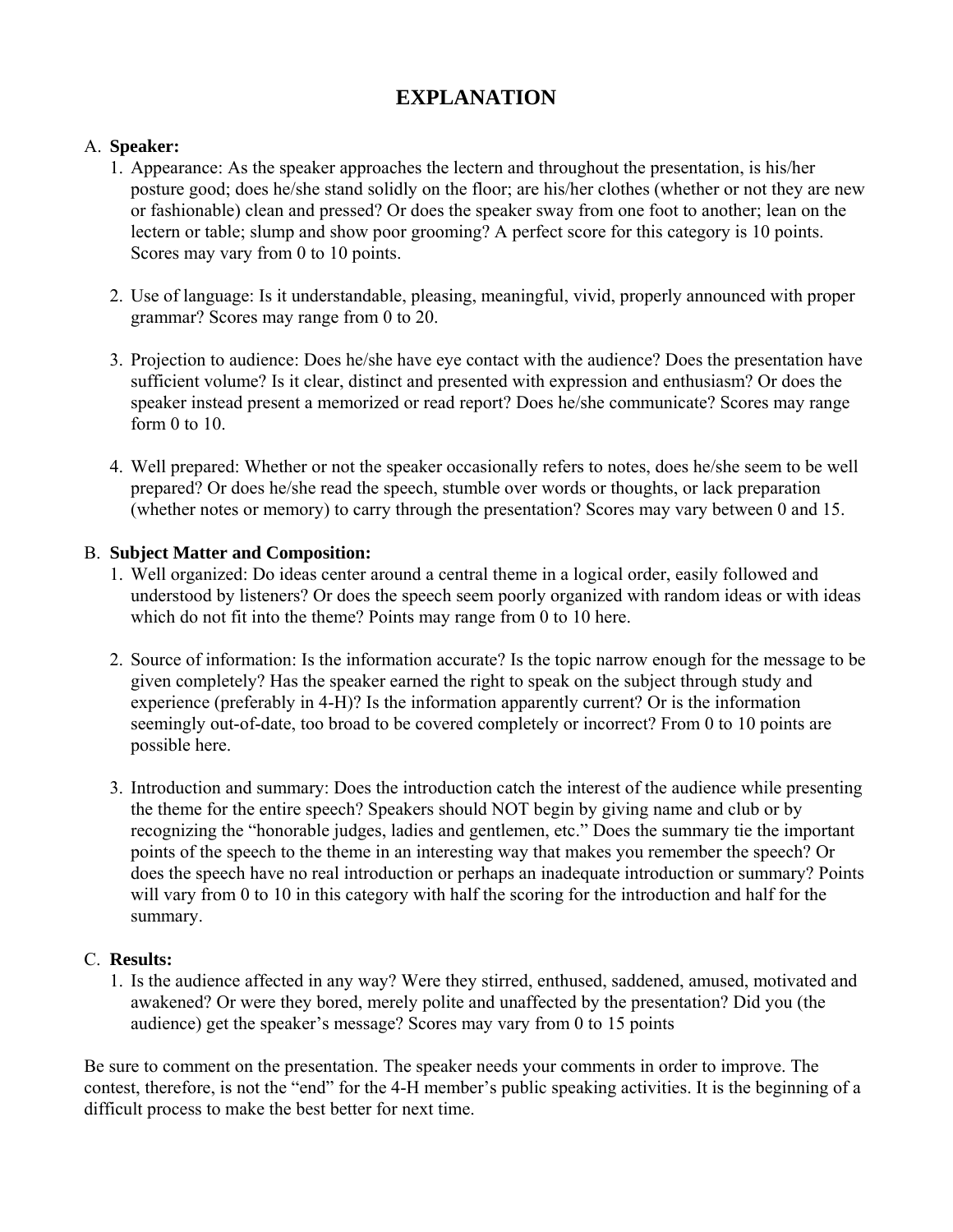# EXPLANATION

A. **Speaker:**

1. Appearance: As the speaker approaches the lectern and throughout the presentation, is his/her posture good; does he/she stand solidly on the floor; are his/her clothes (whether or not they are new or fashionable) clean and pressed? Or does the speaker sway from one foot to another; lean on the lectern or table; slump and show poor grooming? A perfect score for this category is 10 points. Scores may vary from 0 to 10 points.

2. Use of language: Is it understandable, pleasing, meaningful, vivid, properly announced with proper grammar? Scores may range from 0 to 20.

3. Projection to audience: Does he/she have eye contact with the audience? Does the presentation have sufficient volume? Is it clear, distinct and presented with expression and enthusiasm? Or does the speaker instead present a memorized or read report? Does he/she communicate? Scores may range form 0 to 10.

4. Well prepared: Whether or not the speaker occasionally refers to notes, does he/she seem to be well prepared? Or does he/she read the speech, stumble over words or thoughts, or lack preparation (whether notes or memory) to carry through the presentation? Scores may vary between 0 and 15.

B. **Subject Matter and Composition:**

1. Well organized: Do ideas center around a central theme in a logical order, easily followed and understood by listeners? Or does the speech seem poorly organized with random ideas or with ideas which do not fit into the theme? Points may range from 0 to 10 here.

2. Source of information: Is the information accurate? Is the topic narrow enough for the message to be given completely? Has the speaker earned the right to speak on the subject through study and experience (preferably in 4-H)? Is the information apparently current? Or is the information seemingly out-of-date, too broad to be covered completely or incorrect? From 0 to 10 points are possible here.

3. Introduction and summary: Does the introduction catch the interest of the audience while presenting the theme for the entire speech? Speakers should NOT begin by giving name and club or by recognizing the "honorable judges, ladies and gentlemen, etc." Does the summary tie the important points of the speech to the theme in an interesting way that makes you remember the speech? Or does the speech have no real introduction or perhaps an inadequate introduction or summary? Points will vary from 0 to 10 in this category with half the scoring for the introduction and half for the summary.

C. **Results:**

1. Is the audience affected in any way? Were they stirred, enthused, saddened, amused, motivated and awakened? Or were they bored, merely polite and unaffected by the presentation? Did you (the audience) get the speaker's message? Scores may vary from 0 to 15 points

Be sure to comment on the presentation. The speaker needs your comments in order to improve. The contest, therefore, is not the "end" for the 4-H member's public speaking activities. It is the beginning of a difficult process to make the best better for next time.